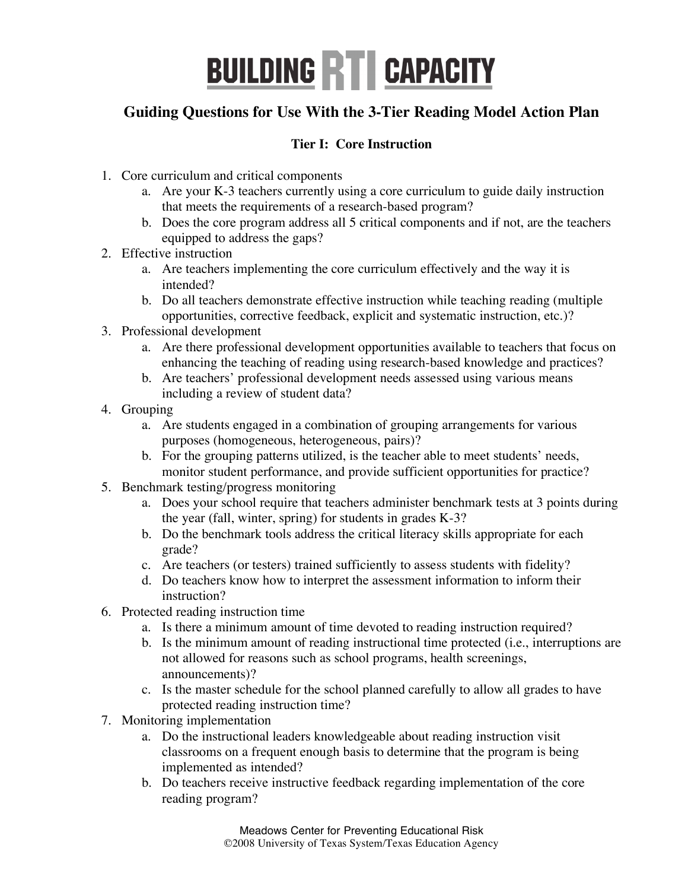# BUILDING RTI CAPACITY

## Guiding Questions for Use With the 3-Tier Reading Model Action Plan

### Tier I: Core Instruction

1. Core curriculum and critical components
   a. Are your K-3 teachers currently using a core curriculum to guide daily instruction that meets the requirements of a research-based program?
   b. Does the core program address all 5 critical components and if not, are the teachers equipped to address the gaps?
2. Effective instruction
   a. Are teachers implementing the core curriculum effectively and the way it is intended?
   b. Do all teachers demonstrate effective instruction while teaching reading (multiple opportunities, corrective feedback, explicit and systematic instruction, etc.)?
3. Professional development
   a. Are there professional development opportunities available to teachers that focus on enhancing the teaching of reading using research-based knowledge and practices?
   b. Are teachers' professional development needs assessed using various means including a review of student data?
4. Grouping
   a. Are students engaged in a combination of grouping arrangements for various purposes (homogeneous, heterogeneous, pairs)?
   b. For the grouping patterns utilized, is the teacher able to meet students' needs, monitor student performance, and provide sufficient opportunities for practice?
5. Benchmark testing/progress monitoring
   a. Does your school require that teachers administer benchmark tests at 3 points during the year (fall, winter, spring) for students in grades K-3?
   b. Do the benchmark tools address the critical literacy skills appropriate for each grade?
   c. Are teachers (or testers) trained sufficiently to assess students with fidelity?
   d. Do teachers know how to interpret the assessment information to inform their instruction?
6. Protected reading instruction time
   a. Is there a minimum amount of time devoted to reading instruction required?
   b. Is the minimum amount of reading instructional time protected (i.e., interruptions are not allowed for reasons such as school programs, health screenings, announcements)?
   c. Is the master schedule for the school planned carefully to allow all grades to have protected reading instruction time?
7. Monitoring implementation
   a. Do the instructional leaders knowledgeable about reading instruction visit classrooms on a frequent enough basis to determine that the program is being implemented as intended?
   b. Do teachers receive instructive feedback regarding implementation of the core reading program?

Meadows Center for Preventing Educational Risk
©2008 University of Texas System/Texas Education Agency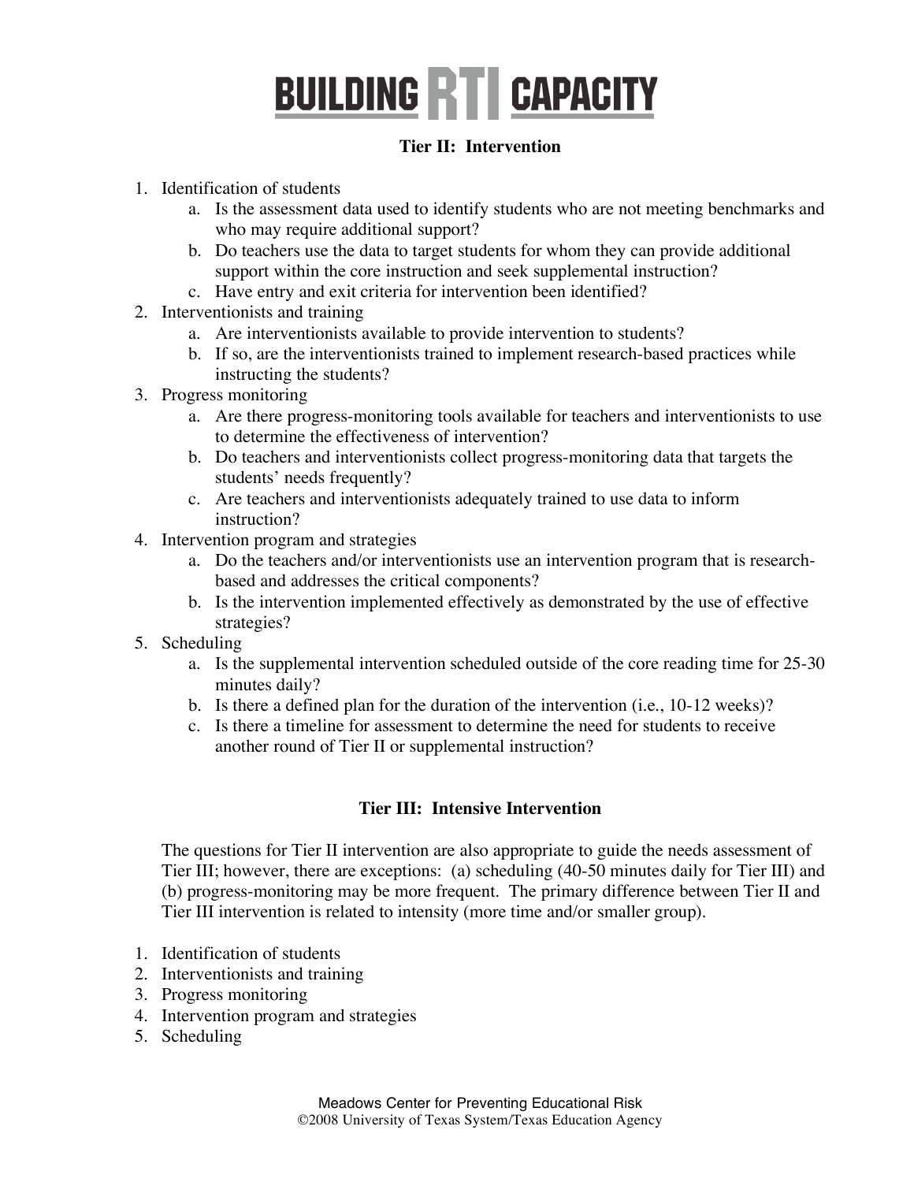# BUILDING RTI CAPACITY

## Tier II: Intervention

1. Identification of students
   a. Is the assessment data used to identify students who are not meeting benchmarks and who may require additional support?
   b. Do teachers use the data to target students for whom they can provide additional support within the core instruction and seek supplemental instruction?
   c. Have entry and exit criteria for intervention been identified?
2. Interventionists and training
   a. Are interventionists available to provide intervention to students?
   b. If so, are the interventionists trained to implement research-based practices while instructing the students?
3. Progress monitoring
   a. Are there progress-monitoring tools available for teachers and interventionists to use to determine the effectiveness of intervention?
   b. Do teachers and interventionists collect progress-monitoring data that targets the students' needs frequently?
   c. Are teachers and interventionists adequately trained to use data to inform instruction?
4. Intervention program and strategies
   a. Do the teachers and/or interventionists use an intervention program that is research-based and addresses the critical components?
   b. Is the intervention implemented effectively as demonstrated by the use of effective strategies?
5. Scheduling
   a. Is the supplemental intervention scheduled outside of the core reading time for 25-30 minutes daily?
   b. Is there a defined plan for the duration of the intervention (i.e., 10-12 weeks)?
   c. Is there a timeline for assessment to determine the need for students to receive another round of Tier II or supplemental instruction?

## Tier III: Intensive Intervention

The questions for Tier II intervention are also appropriate to guide the needs assessment of Tier III; however, there are exceptions: (a) scheduling (40-50 minutes daily for Tier III) and (b) progress-monitoring may be more frequent. The primary difference between Tier II and Tier III intervention is related to intensity (more time and/or smaller group).

1. Identification of students
2. Interventionists and training
3. Progress monitoring
4. Intervention program and strategies
5. Scheduling

Meadows Center for Preventing Educational Risk
©2008 University of Texas System/Texas Education Agency